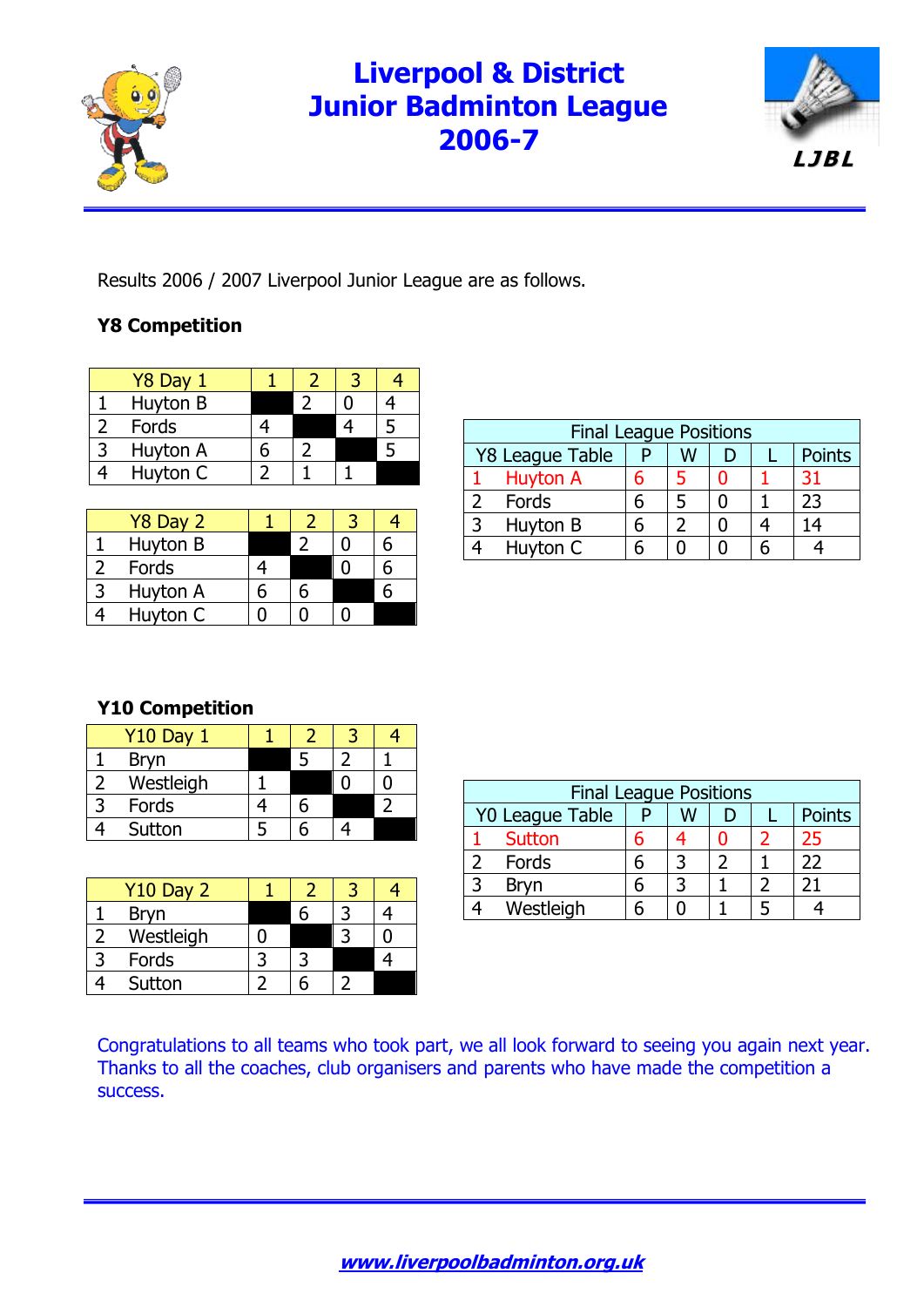# Liverpool & District Junior Badminton League 2006-7

LJBL

Results 2006 / 2007 Liverpool Junior League are as follows.

**Y8 Competition**

| Y8 Day 1 | | 1 | 2 | 3 | 4 |
|---|---|---|---|---|---|
| 1 | Huyton B | | 2 | 0 | 4 |
| 2 | Fords | 4 | | 4 | 5 |
| 3 | Huyton A | 6 | 2 | | 5 |
| 4 | Huyton C | 2 | 1 | 1 | |

| Y8 Day 2 | | 1 | 2 | 3 | 4 |
|---|---|---|---|---|---|
| 1 | Huyton B | | 2 | 0 | 6 |
| 2 | Fords | 4 | | 0 | 6 |
| 3 | Huyton A | 6 | 6 | | 6 |
| 4 | Huyton C | 0 | 0 | 0 | |

| Final League Positions | | | | | | |
|---|---|---|---|---|---|---|
| Y8 League Table | | P | W | D | L | Points |
| 1 | Huyton A | 6 | 5 | 0 | 1 | 31 |
| 2 | Fords | 6 | 5 | 0 | 1 | 23 |
| 3 | Huyton B | 6 | 2 | 0 | 4 | 14 |
| 4 | Huyton C | 6 | 0 | 0 | 6 | 4 |

**Y10 Competition**

| Y10 Day 1 | | 1 | 2 | 3 | 4 |
|---|---|---|---|---|---|
| 1 | Bryn | | 5 | 2 | 1 |
| 2 | Westleigh | 1 | | 0 | 0 |
| 3 | Fords | 4 | 6 | | 2 |
| 4 | Sutton | 5 | 6 | 4 | |

| Y10 Day 2 | | 1 | 2 | 3 | 4 |
|---|---|---|---|---|---|
| 1 | Bryn | | 6 | 3 | 4 |
| 2 | Westleigh | 0 | | 3 | 0 |
| 3 | Fords | 3 | 3 | | 4 |
| 4 | Sutton | 2 | 6 | 2 | |

| Final League Positions | | | | | | |
|---|---|---|---|---|---|---|
| Y0 League Table | | P | W | D | L | Points |
| 1 | Sutton | 6 | 4 | 0 | 2 | 25 |
| 2 | Fords | 6 | 3 | 2 | 1 | 22 |
| 3 | Bryn | 6 | 3 | 1 | 2 | 21 |
| 4 | Westleigh | 6 | 0 | 1 | 5 | 4 |

Congratulations to all teams who took part, we all look forward to seeing you again next year. Thanks to all the coaches, club organisers and parents who have made the competition a success.

www.liverpoolbadminton.org.uk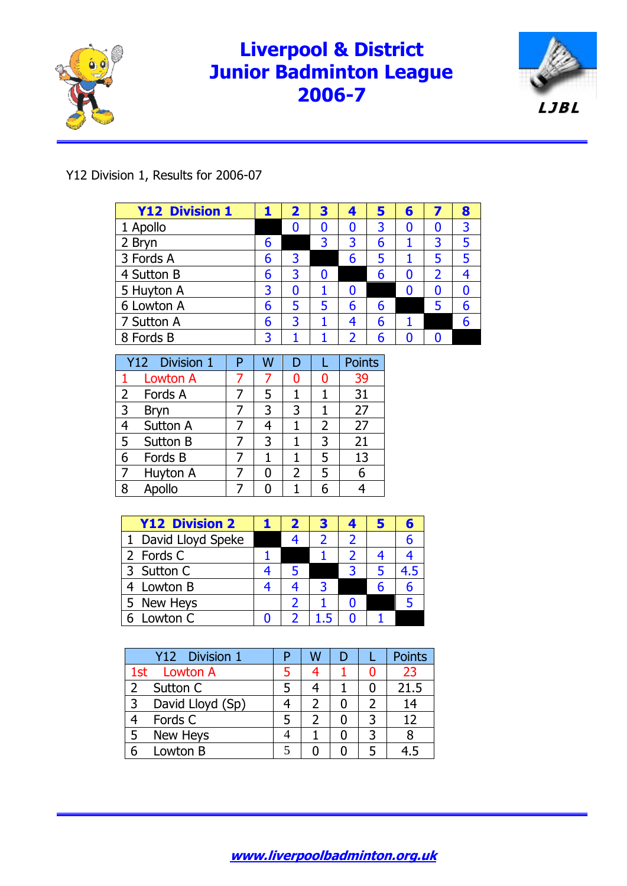# Liverpool & District Junior Badminton League 2006-7

LJBL

Y12 Division 1, Results for 2006-07

| Y12 Division 1 | 1 | 2 | 3 | 4 | 5 | 6 | 7 | 8 |
|---|---|---|---|---|---|---|---|---|
| 1 Apollo | | 0 | 0 | 0 | 3 | 0 | 0 | 3 |
| 2 Bryn | 6 | | 3 | 3 | 6 | 1 | 3 | 5 |
| 3 Fords A | 6 | 3 | | 6 | 5 | 1 | 5 | 5 |
| 4 Sutton B | 6 | 3 | 0 | | 6 | 0 | 2 | 4 |
| 5 Huyton A | 3 | 0 | 1 | 0 | | 0 | 0 | 0 |
| 6 Lowton A | 6 | 5 | 5 | 6 | 6 | | 5 | 6 |
| 7 Sutton A | 6 | 3 | 1 | 4 | 6 | 1 | | 6 |
| 8 Fords B | 3 | 1 | 1 | 2 | 6 | 0 | 0 | |

| Y12 Division 1 | | P | W | D | L | Points |
|---|---|---|---|---|---|---|
| 1 | Lowton A | 7 | 7 | 0 | 0 | 39 |
| 2 | Fords A | 7 | 5 | 1 | 1 | 31 |
| 3 | Bryn | 7 | 3 | 3 | 1 | 27 |
| 4 | Sutton A | 7 | 4 | 1 | 2 | 27 |
| 5 | Sutton B | 7 | 3 | 1 | 3 | 21 |
| 6 | Fords B | 7 | 1 | 1 | 5 | 13 |
| 7 | Huyton A | 7 | 0 | 2 | 5 | 6 |
| 8 | Apollo | 7 | 0 | 1 | 6 | 4 |

| Y12 Division 2 | 1 | 2 | 3 | 4 | 5 | 6 |
|---|---|---|---|---|---|---|
| 1 David Lloyd Speke | | 4 | 2 | 2 | | 6 |
| 2 Fords C | 1 | | 1 | 2 | 4 | 4 |
| 3 Sutton C | 4 | 5 | | 3 | 5 | 4.5 |
| 4 Lowton B | 4 | 4 | 3 | | 6 | 6 |
| 5 New Heys | | 2 | 1 | 0 | | 5 |
| 6 Lowton C | 0 | 2 | 1.5 | 0 | 1 | |

| Y12 Division 1 | | P | W | D | L | Points |
|---|---|---|---|---|---|---|
| 1st | Lowton A | 5 | 4 | 1 | 0 | 23 |
| 2 | Sutton C | 5 | 4 | 1 | 0 | 21.5 |
| 3 | David Lloyd (Sp) | 4 | 2 | 0 | 2 | 14 |
| 4 | Fords C | 5 | 2 | 0 | 3 | 12 |
| 5 | New Heys | 4 | 1 | 0 | 3 | 8 |
| 6 | Lowton B | 5 | 0 | 0 | 5 | 4.5 |

www.liverpoolbadminton.org.uk